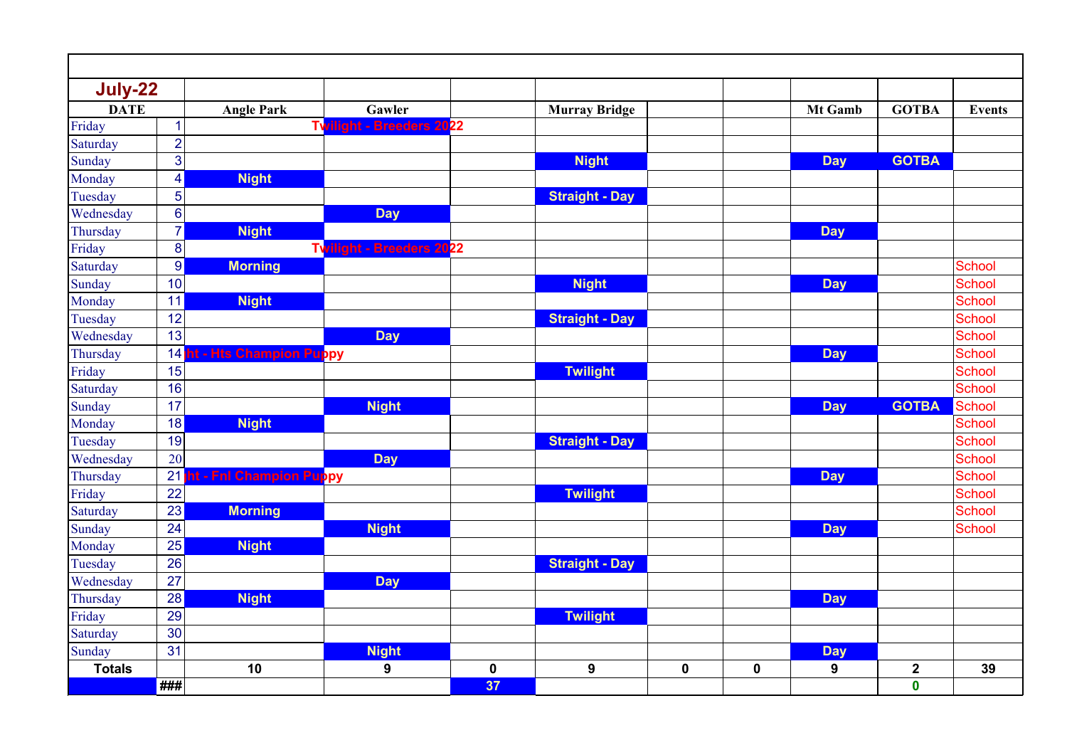| July-22 | | | | | | | | | | | |
|---|---|---|---|---|---|---|---|---|---|---|---|
| DATE | | Angle Park | Gawler | | Murray Bridge | | | Mt Gamb | GOTBA | Events |
| Friday | 1 | | Twilight - Breeders 2022 | | | | | | | |
| Saturday | 2 | | | | | | | | | |
| Sunday | 3 | | | | Night | | | Day | GOTBA | |
| Monday | 4 | Night | | | | | | | | |
| Tuesday | 5 | | | | Straight - Day | | | | | |
| Wednesday | 6 | | Day | | | | | | | |
| Thursday | 7 | Night | | | | | | Day | | |
| Friday | 8 | | Twilight - Breeders 2022 | | | | | | | |
| Saturday | 9 | Morning | | | | | | | | School |
| Sunday | 10 | | | | Night | | | Day | | School |
| Monday | 11 | Night | | | | | | | | School |
| Tuesday | 12 | | | | Straight - Day | | | | | School |
| Wednesday | 13 | | Day | | | | | | | School |
| Thursday | 14 | ht - Hts Champion Puppy | | | | | | Day | | School |
| Friday | 15 | | | | Twilight | | | | | School |
| Saturday | 16 | | | | | | | | | School |
| Sunday | 17 | | Night | | | | | Day | GOTBA | School |
| Monday | 18 | Night | | | | | | | | School |
| Tuesday | 19 | | | | Straight - Day | | | | | School |
| Wednesday | 20 | | Day | | | | | | | School |
| Thursday | 21 | ht - Fnl Champion Puppy | | | | | | Day | | School |
| Friday | 22 | | | | Twilight | | | | | School |
| Saturday | 23 | Morning | | | | | | | | School |
| Sunday | 24 | | Night | | | | | Day | | School |
| Monday | 25 | Night | | | | | | | | |
| Tuesday | 26 | | | | Straight - Day | | | | | |
| Wednesday | 27 | | Day | | | | | | | |
| Thursday | 28 | Night | | | | | | Day | | |
| Friday | 29 | | | | Twilight | | | | | |
| Saturday | 30 | | | | | | | | | |
| Sunday | 31 | | Night | | | | | Day | | |
| Totals | | 10 | 9 | 0 | 9 | 0 | 0 | 9 | 2 | 39 |
| | ### | | | 37 | | | | | 0 | |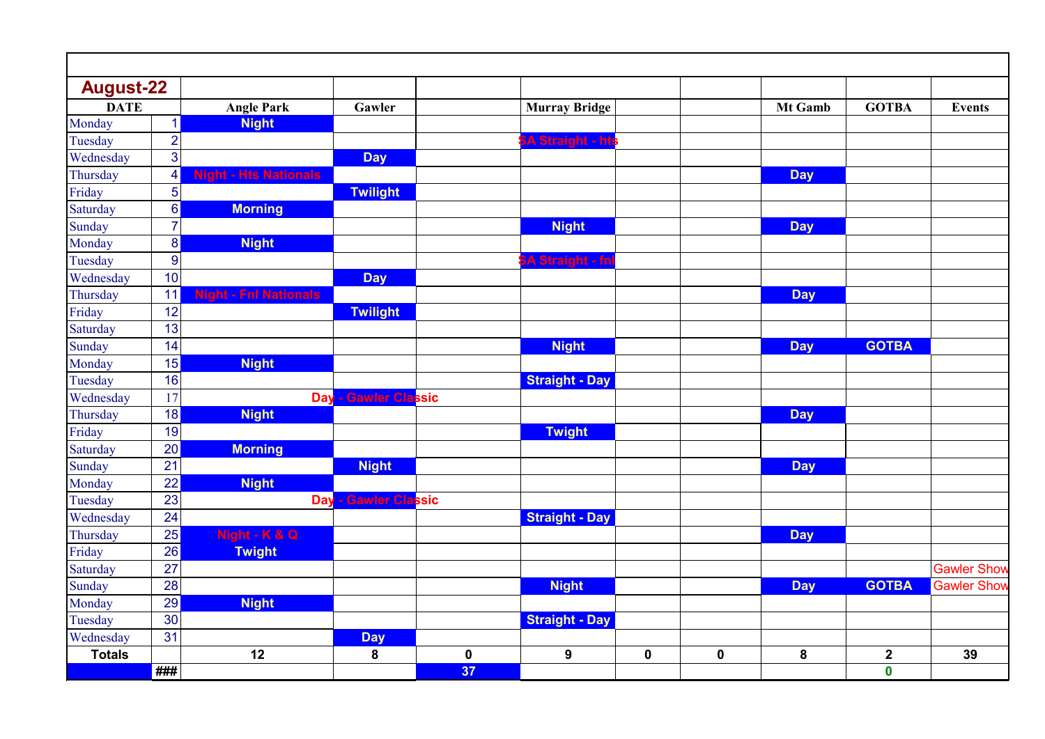| August-22 | | | | | | | | | | |
|---|---|---|---|---|---|---|---|---|---|---|
| DATE | | Angle Park | Gawler | | Murray Bridge | | | Mt Gamb | GOTBA | Events |
| Monday | 1 | Night | | | | | | | | |
| Tuesday | 2 | | | | SA Straight - hts | | | | | |
| Wednesday | 3 | | Day | | | | | | | |
| Thursday | 4 | Night - Hts Nationals | | | | | | Day | | |
| Friday | 5 | | Twilight | | | | | | | |
| Saturday | 6 | Morning | | | | | | | | |
| Sunday | 7 | | | | Night | | | Day | | |
| Monday | 8 | Night | | | | | | | | |
| Tuesday | 9 | | | | SA Straight - fnl | | | | | |
| Wednesday | 10 | | Day | | | | | | | |
| Thursday | 11 | Night - Fnl Nationals | | | | | | Day | | |
| Friday | 12 | | Twilight | | | | | | | |
| Saturday | 13 | | | | | | | | | |
| Sunday | 14 | | | | Night | | | Day | GOTBA | |
| Monday | 15 | Night | | | | | | | | |
| Tuesday | 16 | | | | Straight - Day | | | | | |
| Wednesday | 17 | | Day - Gawler Classic | | | | | | | |
| Thursday | 18 | Night | | | | | | Day | | |
| Friday | 19 | | | | Twight | | | | | |
| Saturday | 20 | Morning | | | | | | | | |
| Sunday | 21 | | Night | | | | | Day | | |
| Monday | 22 | Night | | | | | | | | |
| Tuesday | 23 | | Day - Gawler Classic | | | | | | | |
| Wednesday | 24 | | | | Straight - Day | | | | | |
| Thursday | 25 | Night - K & Q | | | | | | Day | | |
| Friday | 26 | Twight | | | | | | | | |
| Saturday | 27 | | | | | | | | | Gawler Show |
| Sunday | 28 | | | | Night | | | Day | GOTBA | Gawler Show |
| Monday | 29 | Night | | | | | | | | |
| Tuesday | 30 | | | | Straight - Day | | | | | |
| Wednesday | 31 | | Day | | | | | | | |
| Totals | | 12 | 8 | 0 | 9 | 0 | 0 | 8 | 2 | 39 |
| | ### | | | 37 | | | | | 0 | |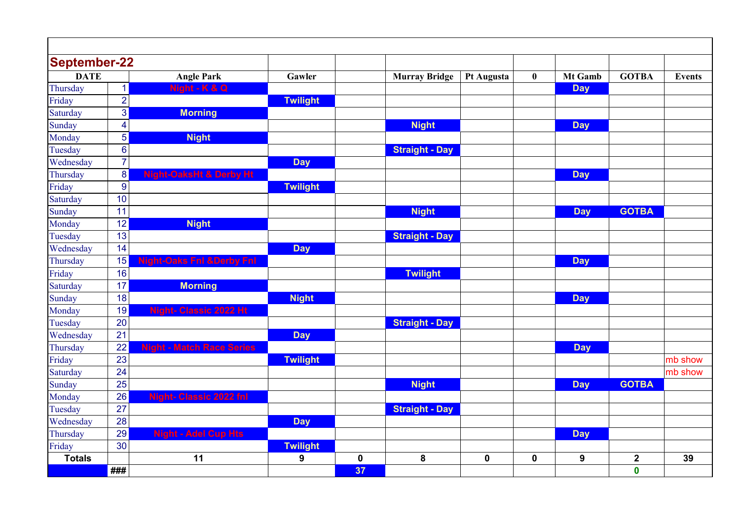## September-22

| DATE | | Angle Park | Gawler | | Murray Bridge | Pt Augusta | 0 | Mt Gamb | GOTBA | Events |
|---|---|---|---|---|---|---|---|---|---|---|
| Thursday | 1 | Night - K & Q | | | | | | Day | | |
| Friday | 2 | | Twilight | | | | | | | |
| Saturday | 3 | Morning | | | | | | | | |
| Sunday | 4 | | | | Night | | | Day | | |
| Monday | 5 | Night | | | | | | | | |
| Tuesday | 6 | | | | Straight - Day | | | | | |
| Wednesday | 7 | | Day | | | | | | | |
| Thursday | 8 | Night-OaksHt & Derby Ht | | | | | | Day | | |
| Friday | 9 | | Twilight | | | | | | | |
| Saturday | 10 | | | | | | | | | |
| Sunday | 11 | | | | Night | | | Day | GOTBA | |
| Monday | 12 | Night | | | | | | | | |
| Tuesday | 13 | | | | Straight - Day | | | | | |
| Wednesday | 14 | | Day | | | | | | | |
| Thursday | 15 | Night-Oaks Fnl &Derby Fnl | | | | | | Day | | |
| Friday | 16 | | | | Twilight | | | | | |
| Saturday | 17 | Morning | | | | | | | | |
| Sunday | 18 | | Night | | | | | Day | | |
| Monday | 19 | Night- Classic 2022 Ht | | | | | | | | |
| Tuesday | 20 | | | | Straight - Day | | | | | |
| Wednesday | 21 | | Day | | | | | | | |
| Thursday | 22 | Night - Match Race Series | | | | | | Day | | |
| Friday | 23 | | Twilight | | | | | | | mb show |
| Saturday | 24 | | | | | | | | | mb show |
| Sunday | 25 | | | | Night | | | Day | GOTBA | |
| Monday | 26 | Night- Classic 2022 fnl | | | | | | | | |
| Tuesday | 27 | | | | Straight - Day | | | | | |
| Wednesday | 28 | | Day | | | | | | | |
| Thursday | 29 | Night - Adel Cup Hts | | | | | | Day | | |
| Friday | 30 | | Twilight | | | | | | | |
| **Totals** | | 11 | 9 | 0 | 8 | 0 | 0 | 9 | 2 | 39 |
| | ### | | | 37 | | | | | 0 | |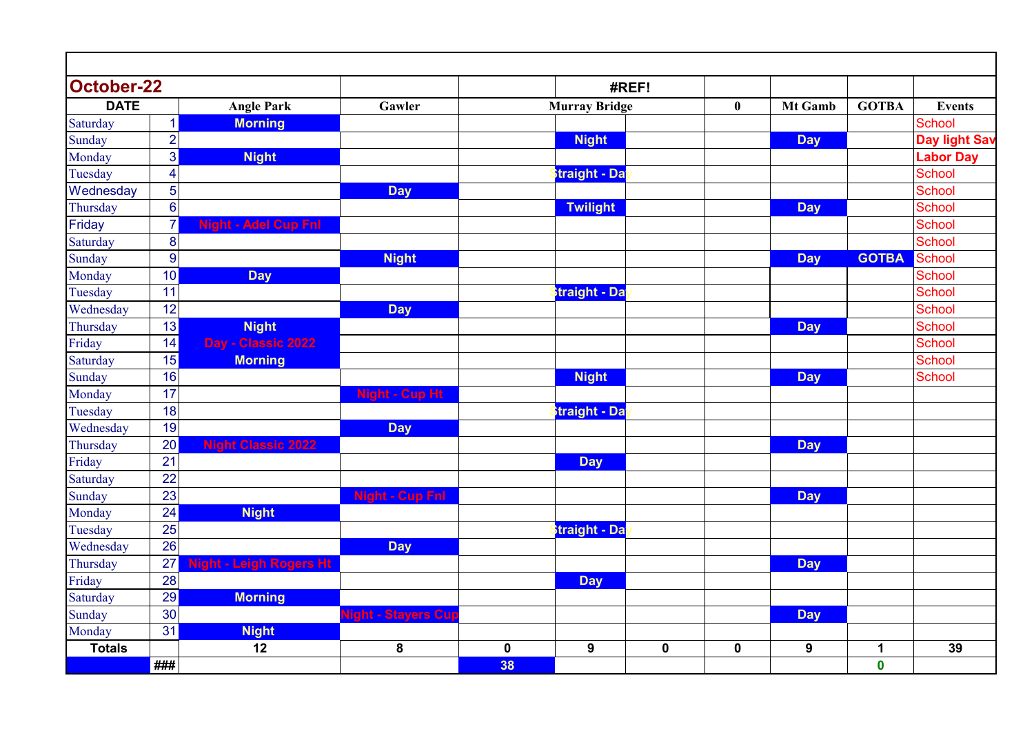| October-22 | | | | | #REF! | | | | | |
|---|---|---|---|---|---|---|---|---|---|---|
| DATE | | Angle Park | Gawler | Murray Bridge | | | 0 | Mt Gamb | GOTBA | Events |
| Saturday | 1 | Morning | | | | | | | | School |
| Sunday | 2 | | | | Night | | | Day | | Day light Sav |
| Monday | 3 | Night | | | | | | | | Labor Day |
| Tuesday | 4 | | | | Straight - Day | | | | | School |
| Wednesday | 5 | | Day | | | | | | | School |
| Thursday | 6 | | | | Twilight | | | Day | | School |
| Friday | 7 | Night - Adel Cup Fnl | | | | | | | | School |
| Saturday | 8 | | | | | | | | | School |
| Sunday | 9 | | Night | | | | | Day | GOTBA | School |
| Monday | 10 | Day | | | | | | | | School |
| Tuesday | 11 | | | | Straight - Day | | | | | School |
| Wednesday | 12 | | Day | | | | | | | School |
| Thursday | 13 | Night | | | | | | Day | | School |
| Friday | 14 | Day - Classic 2022 | | | | | | | | School |
| Saturday | 15 | Morning | | | | | | | | School |
| Sunday | 16 | | | | Night | | | Day | | School |
| Monday | 17 | | Night - Cup Ht | | | | | | | |
| Tuesday | 18 | | | | Straight - Day | | | | | |
| Wednesday | 19 | | Day | | | | | | | |
| Thursday | 20 | Night Classic 2022 | | | | | | Day | | |
| Friday | 21 | | | | Day | | | | | |
| Saturday | 22 | | | | | | | | | |
| Sunday | 23 | | Night - Cup Fnl | | | | | Day | | |
| Monday | 24 | Night | | | | | | | | |
| Tuesday | 25 | | | | Straight - Day | | | | | |
| Wednesday | 26 | | Day | | | | | | | |
| Thursday | 27 | Night - Leigh Rogers Ht | | | | | | Day | | |
| Friday | 28 | | | | Day | | | | | |
| Saturday | 29 | Morning | | | | | | | | |
| Sunday | 30 | | Night - Stayers Cup | | | | | Day | | |
| Monday | 31 | Night | | | | | | | | |
| Totals | | 12 | 8 | 0 | 9 | 0 | 0 | 9 | 1 | 39 |
| | ### | | | 38 | | | | | 0 | |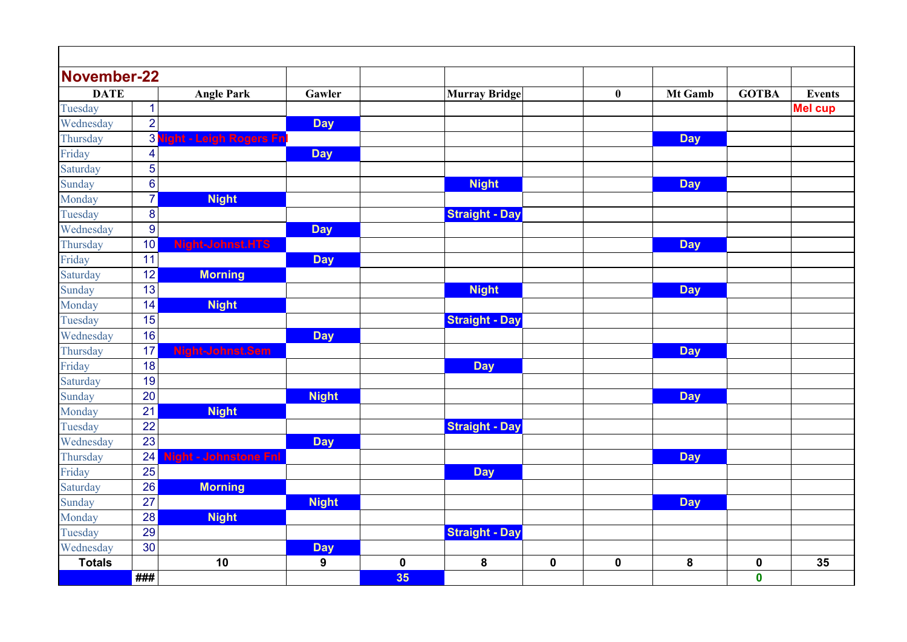## November-22

| DATE | | Angle Park | Gawler | | Murray Bridge | | 0 | Mt Gamb | GOTBA | Events |
|---|---|---|---|---|---|---|---|---|---|---|
| Tuesday | 1 | | | | | | | | | Mel cup |
| Wednesday | 2 | | Day | | | | | | | |
| Thursday | 3 | Night - Leigh Rogers Fnl | | | | | | Day | | |
| Friday | 4 | | Day | | | | | | | |
| Saturday | 5 | | | | | | | | | |
| Sunday | 6 | | | | Night | | | Day | | |
| Monday | 7 | Night | | | | | | | | |
| Tuesday | 8 | | | | Straight - Day | | | | | |
| Wednesday | 9 | | Day | | | | | | | |
| Thursday | 10 | Night-Johnst.HTS | | | | | | Day | | |
| Friday | 11 | | Day | | | | | | | |
| Saturday | 12 | Morning | | | | | | | | |
| Sunday | 13 | | | | Night | | | Day | | |
| Monday | 14 | Night | | | | | | | | |
| Tuesday | 15 | | | | Straight - Day | | | | | |
| Wednesday | 16 | | Day | | | | | | | |
| Thursday | 17 | Night-Johnst.Sem | | | | | | Day | | |
| Friday | 18 | | | | Day | | | | | |
| Saturday | 19 | | | | | | | | | |
| Sunday | 20 | | Night | | | | | Day | | |
| Monday | 21 | Night | | | | | | | | |
| Tuesday | 22 | | | | Straight - Day | | | | | |
| Wednesday | 23 | | Day | | | | | | | |
| Thursday | 24 | Night - Johnstone Fnl | | | | | | Day | | |
| Friday | 25 | | | | Day | | | | | |
| Saturday | 26 | Morning | | | | | | | | |
| Sunday | 27 | | Night | | | | | Day | | |
| Monday | 28 | Night | | | | | | | | |
| Tuesday | 29 | | | | Straight - Day | | | | | |
| Wednesday | 30 | | Day | | | | | | | |
| **Totals** | | 10 | 9 | 0 | 8 | 0 | 0 | 8 | 0 | 35 |
| | ### | | | 35 | | | | | 0 | |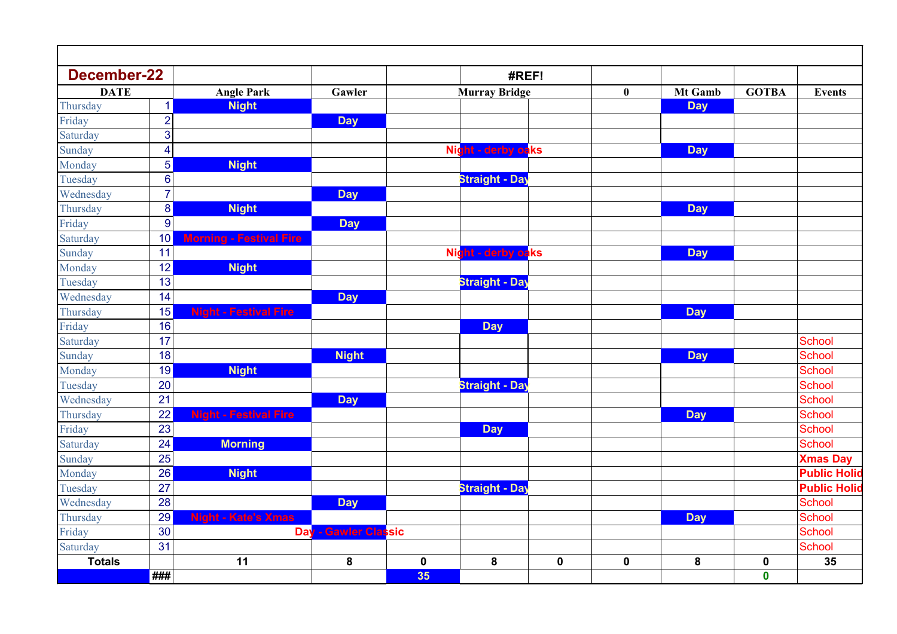| December-22 | | | | | #REF! | | | | | |
|---|---|---|---|---|---|---|---|---|---|---|
| DATE | | Angle Park | Gawler | | Murray Bridge | | 0 | Mt Gamb | GOTBA | Events |
| Thursday | 1 | Night | | | | | | Day | | |
| Friday | 2 | | Day | | | | | | | |
| Saturday | 3 | | | | | | | | | |
| Sunday | 4 | | | | Night - derby oaks | | | Day | | |
| Monday | 5 | Night | | | | | | | | |
| Tuesday | 6 | | | | Straight - Day | | | | | |
| Wednesday | 7 | | Day | | | | | | | |
| Thursday | 8 | Night | | | | | | Day | | |
| Friday | 9 | | Day | | | | | | | |
| Saturday | 10 | Morning - Festival Fire | | | | | | | | |
| Sunday | 11 | | | | Night - derby oaks | | | Day | | |
| Monday | 12 | Night | | | | | | | | |
| Tuesday | 13 | | | | Straight - Day | | | | | |
| Wednesday | 14 | | Day | | | | | | | |
| Thursday | 15 | Night - Festival Fire | | | | | | Day | | |
| Friday | 16 | | | | Day | | | | | |
| Saturday | 17 | | | | | | | | | School |
| Sunday | 18 | | Night | | | | | Day | | School |
| Monday | 19 | Night | | | | | | | | School |
| Tuesday | 20 | | | | Straight - Day | | | | | School |
| Wednesday | 21 | | Day | | | | | | | School |
| Thursday | 22 | Night - Festival Fire | | | | | | Day | | School |
| Friday | 23 | | | | Day | | | | | School |
| Saturday | 24 | Morning | | | | | | | | School |
| Sunday | 25 | | | | | | | | | Xmas Day |
| Monday | 26 | Night | | | | | | | | Public Holid |
| Tuesday | 27 | | | | Straight - Day | | | | | Public Holid |
| Wednesday | 28 | | Day | | | | | | | School |
| Thursday | 29 | Night - Kate's Xmas | | | | | | Day | | School |
| Friday | 30 | | Day - Gawler Classic | | | | | | | School |
| Saturday | 31 | | | | | | | | | School |
| Totals | | 11 | 8 | 0 | 8 | 0 | 0 | 8 | 0 | 35 |
| | ### | | | 35 | | | | | 0 | |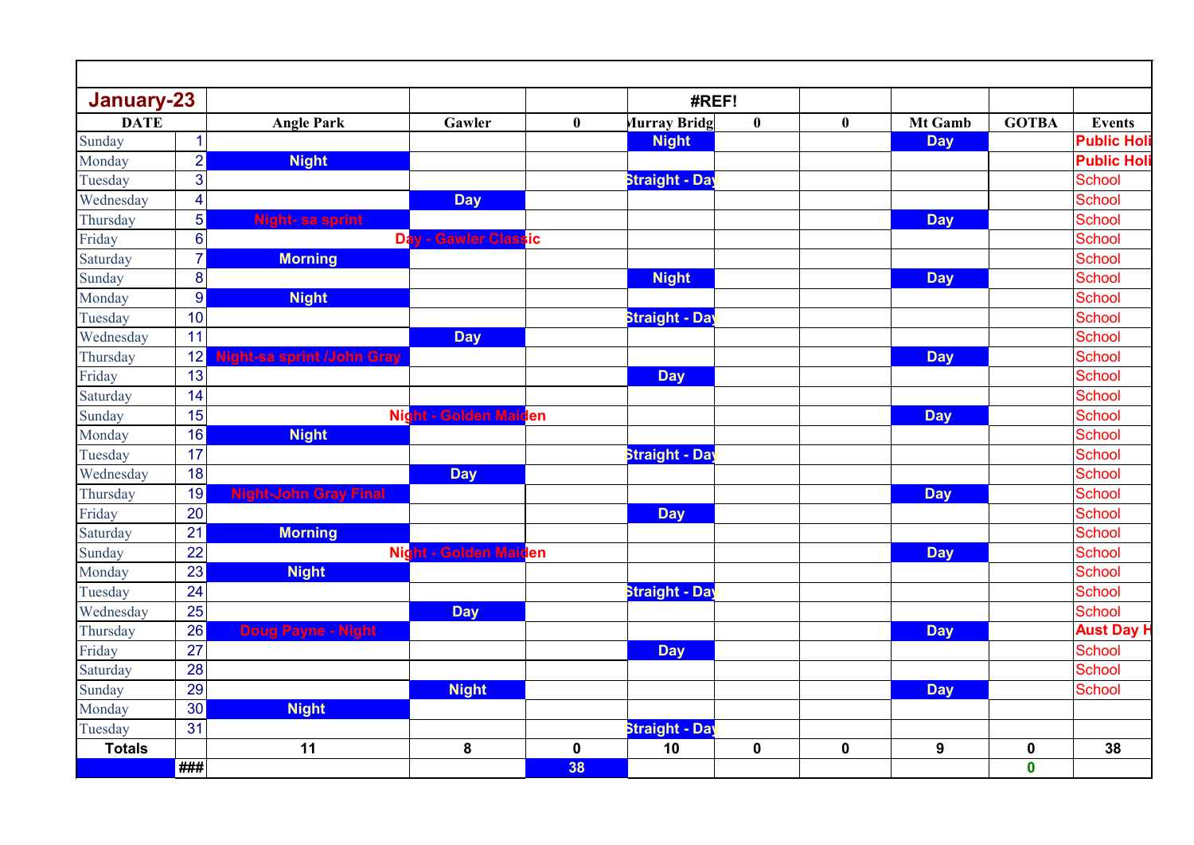| January-23 | | | | | #REF! | | | | | |
|---|---|---|---|---|---|---|---|---|---|---|
| DATE | | Angle Park | Gawler | 0 | Murray Bridg | 0 | 0 | Mt Gamb | GOTBA | Events |
| Sunday | 1 | | | | Night | | | Day | | Public Holi |
| Monday | 2 | Night | | | | | | | | Public Holi |
| Tuesday | 3 | | | | Straight - Day | | | | | School |
| Wednesday | 4 | | Day | | | | | | | School |
| Thursday | 5 | Night- sa sprint | | | | | | Day | | School |
| Friday | 6 | | Day - Gawler Classic | | | | | | | School |
| Saturday | 7 | Morning | | | | | | | | School |
| Sunday | 8 | | | | Night | | | Day | | School |
| Monday | 9 | Night | | | | | | | | School |
| Tuesday | 10 | | | | Straight - Day | | | | | School |
| Wednesday | 11 | | Day | | | | | | | School |
| Thursday | 12 | Night-sa sprint /John Gray | | | | | | Day | | School |
| Friday | 13 | | | | Day | | | | | School |
| Saturday | 14 | | | | | | | | | School |
| Sunday | 15 | | Night - Golden Maiden | | | | | Day | | School |
| Monday | 16 | Night | | | | | | | | School |
| Tuesday | 17 | | | | Straight - Day | | | | | School |
| Wednesday | 18 | | Day | | | | | | | School |
| Thursday | 19 | Night-John Gray Final | | | | | | Day | | School |
| Friday | 20 | | | | Day | | | | | School |
| Saturday | 21 | Morning | | | | | | | | School |
| Sunday | 22 | | Night - Golden Maiden | | | | | Day | | School |
| Monday | 23 | Night | | | | | | | | School |
| Tuesday | 24 | | | | Straight - Day | | | | | School |
| Wednesday | 25 | | Day | | | | | | | School |
| Thursday | 26 | Doug Payne - Night | | | | | | Day | | Aust Day H |
| Friday | 27 | | | | Day | | | | | School |
| Saturday | 28 | | | | | | | | | School |
| Sunday | 29 | | Night | | | | | Day | | School |
| Monday | 30 | Night | | | | | | | | |
| Tuesday | 31 | | | | Straight - Day | | | | | |
| Totals | | 11 | 8 | 0 | 10 | 0 | 0 | 9 | 0 | 38 |
| | ### | | | 38 | | | | | 0 | |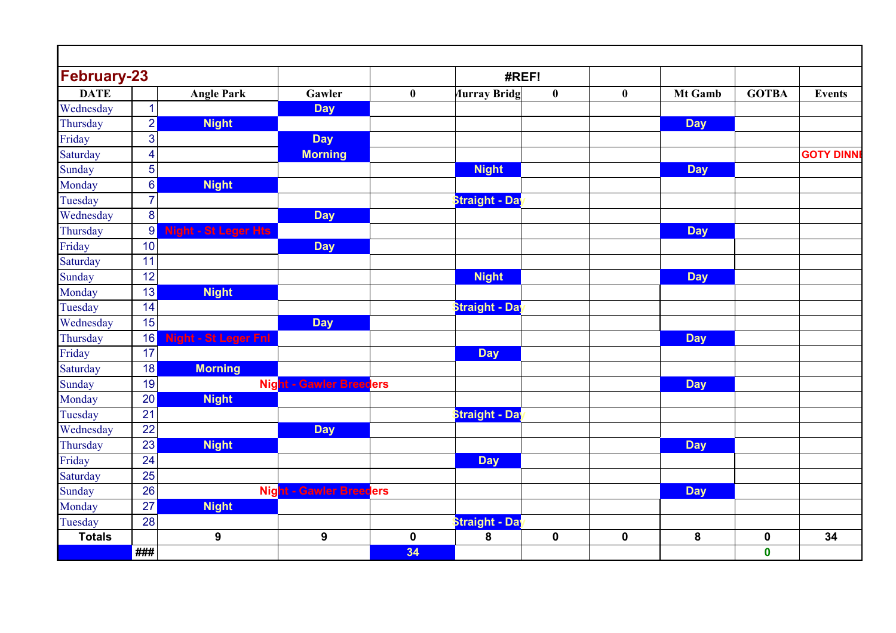| February-23 | | | | | #REF! | | | | | |
|---|---|---|---|---|---|---|---|---|---|---|
| DATE | | Angle Park | Gawler | 0 | Murray Bridg | 0 | 0 | Mt Gamb | GOTBA | Events |
| Wednesday | 1 | | Day | | | | | | | |
| Thursday | 2 | Night | | | | | | Day | | |
| Friday | 3 | | Day | | | | | | | |
| Saturday | 4 | | Morning | | | | | | | GOTY DINNE |
| Sunday | 5 | | | | Night | | | Day | | |
| Monday | 6 | Night | | | | | | | | |
| Tuesday | 7 | | | | Straight - Day | | | | | |
| Wednesday | 8 | | Day | | | | | | | |
| Thursday | 9 | Night - St Leger Hts | | | | | | Day | | |
| Friday | 10 | | Day | | | | | | | |
| Saturday | 11 | | | | | | | | | |
| Sunday | 12 | | | | Night | | | Day | | |
| Monday | 13 | Night | | | | | | | | |
| Tuesday | 14 | | | | Straight - Day | | | | | |
| Wednesday | 15 | | Day | | | | | | | |
| Thursday | 16 | Night - St Leger Fnl | | | | | | Day | | |
| Friday | 17 | | | | Day | | | | | |
| Saturday | 18 | Morning | | | | | | | | |
| Sunday | 19 | | Night - Gawler Breeders | | | | | Day | | |
| Monday | 20 | Night | | | | | | | | |
| Tuesday | 21 | | | | Straight - Day | | | | | |
| Wednesday | 22 | | Day | | | | | | | |
| Thursday | 23 | Night | | | | | | Day | | |
| Friday | 24 | | | | Day | | | | | |
| Saturday | 25 | | | | | | | | | |
| Sunday | 26 | | Night - Gawler Breeders | | | | | Day | | |
| Monday | 27 | Night | | | | | | | | |
| Tuesday | 28 | | | | Straight - Day | | | | | |
| Totals | | 9 | 9 | 0 | 8 | 0 | 0 | 8 | 0 | 34 |
| | ### | | | 34 | | | | | 0 | |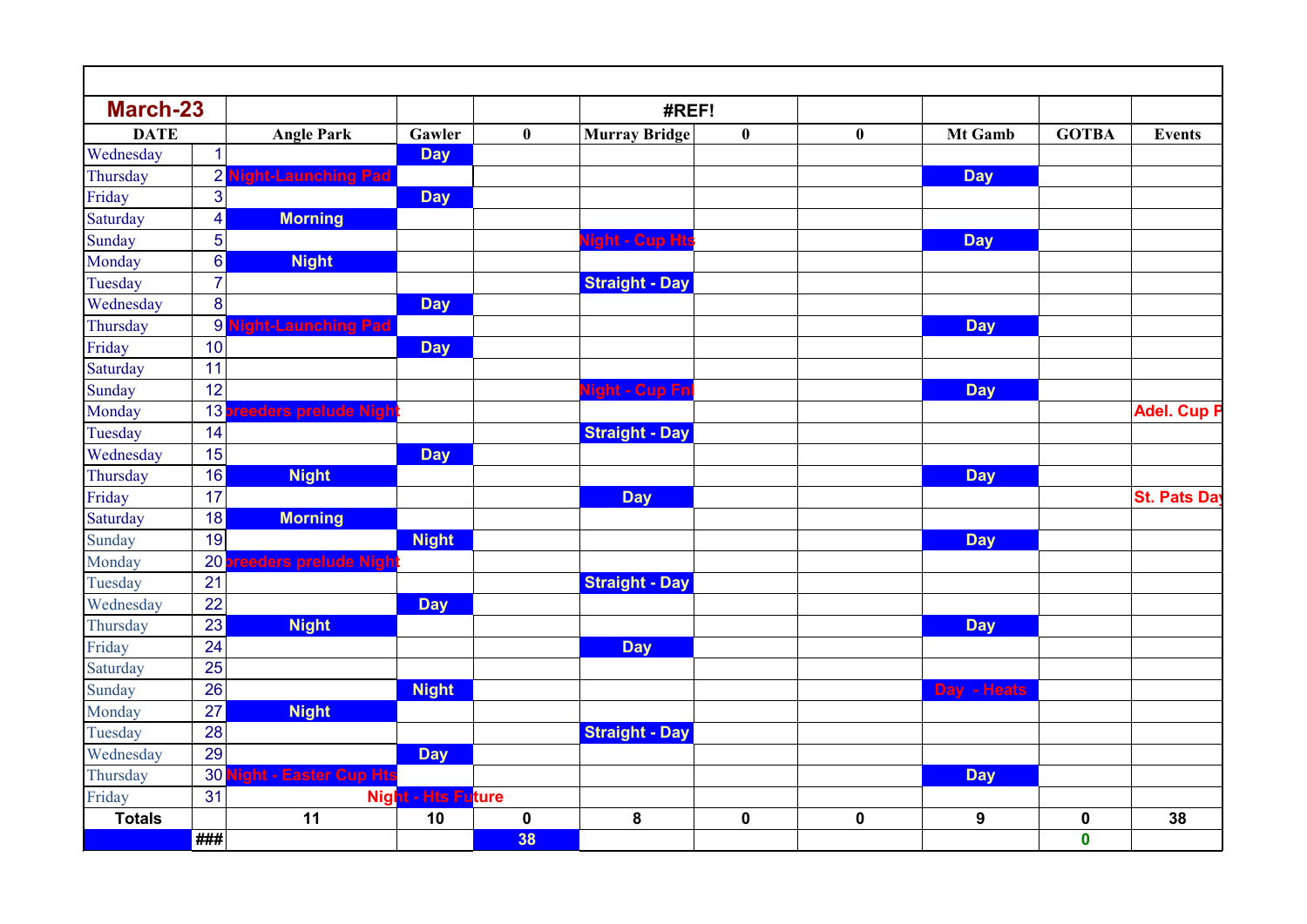| March-23 | | | | | #REF! | | | | | |
|---|---|---|---|---|---|---|---|---|---|---|
| DATE | | Angle Park | Gawler | 0 | Murray Bridge | 0 | 0 | Mt Gamb | GOTBA | Events |
| Wednesday | 1 | | Day | | | | | | | |
| Thursday | 2 | Night-Launching Pad | | | | | | Day | | |
| Friday | 3 | | Day | | | | | | | |
| Saturday | 4 | Morning | | | | | | | | |
| Sunday | 5 | | | | Night - Cup Hts | | | Day | | |
| Monday | 6 | Night | | | | | | | | |
| Tuesday | 7 | | | | Straight - Day | | | | | |
| Wednesday | 8 | | Day | | | | | | | |
| Thursday | 9 | Night-Launching Pad | | | | | | Day | | |
| Friday | 10 | | Day | | | | | | | |
| Saturday | 11 | | | | | | | | | |
| Sunday | 12 | | | | Night - Cup Fnl | | | Day | | |
| Monday | 13 | breeders prelude Night | | | | | | | | Adel. Cup P |
| Tuesday | 14 | | | | Straight - Day | | | | | |
| Wednesday | 15 | | Day | | | | | | | |
| Thursday | 16 | Night | | | | | | Day | | |
| Friday | 17 | | | | Day | | | | | St. Pats Day |
| Saturday | 18 | Morning | | | | | | | | |
| Sunday | 19 | | Night | | | | | Day | | |
| Monday | 20 | breeders prelude Night | | | | | | | | |
| Tuesday | 21 | | | | Straight - Day | | | | | |
| Wednesday | 22 | | Day | | | | | | | |
| Thursday | 23 | Night | | | | | | Day | | |
| Friday | 24 | | | | Day | | | | | |
| Saturday | 25 | | | | | | | | | |
| Sunday | 26 | | Night | | | | | Day - Heats | | |
| Monday | 27 | Night | | | | | | | | |
| Tuesday | 28 | | | | Straight - Day | | | | | |
| Wednesday | 29 | | Day | | | | | | | |
| Thursday | 30 | Night - Easter Cup Hts | | | | | | Day | | |
| Friday | 31 | | Night - Hts Future | | | | | | | |
| Totals | | 11 | 10 | 0 | 8 | 0 | 0 | 9 | 0 | 38 |
| | ### | | | 38 | | | | | 0 | |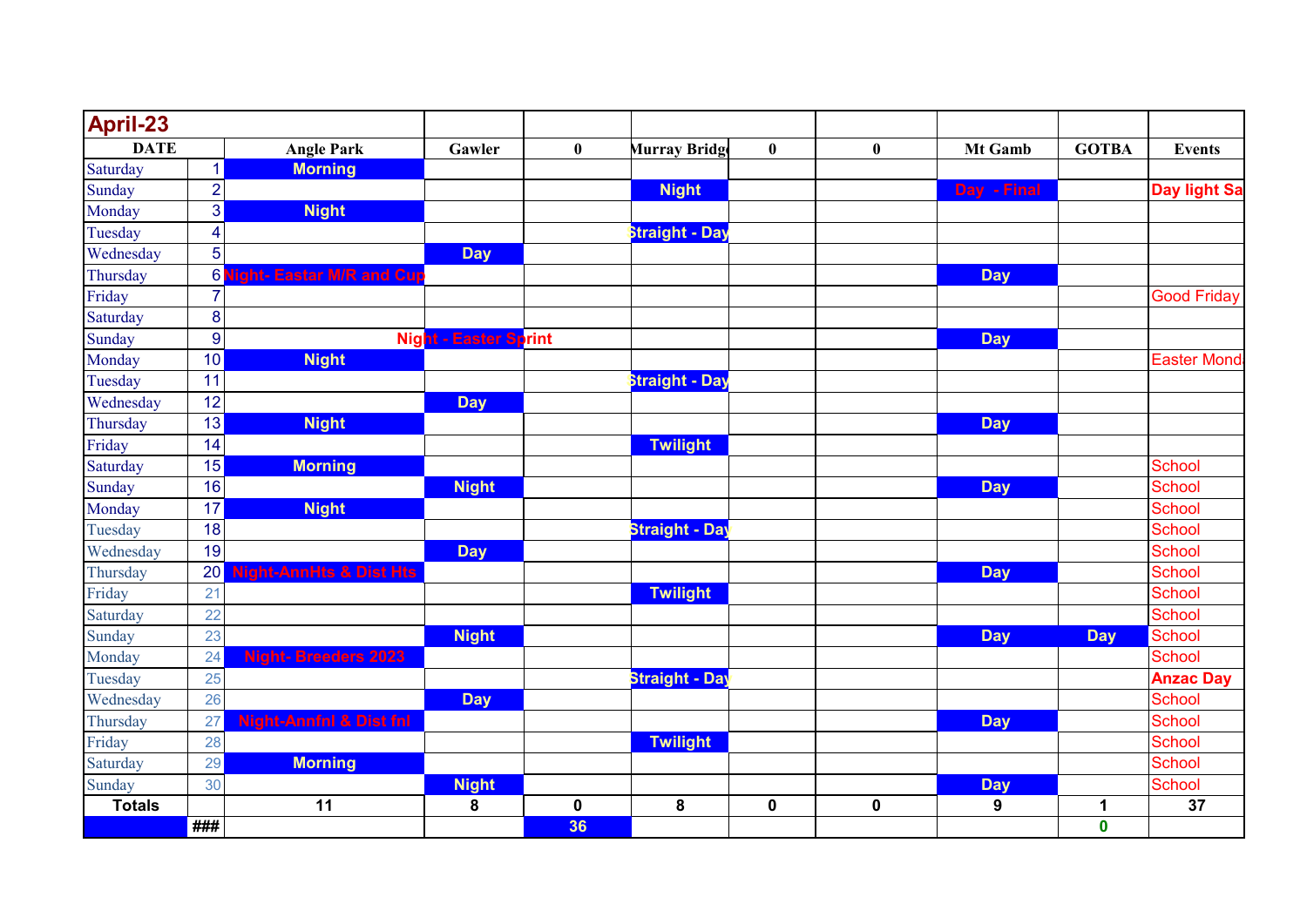| April-23 | | | | | | | | | | |
|---|---|---|---|---|---|---|---|---|---|---|
| DATE | | Angle Park | Gawler | 0 | Murray Bridge | 0 | 0 | Mt Gamb | GOTBA | Events |
| Saturday | 1 | Morning | | | | | | | | |
| Sunday | 2 | | | | Night | | | Day - Final | | Day light Sa |
| Monday | 3 | Night | | | | | | | | |
| Tuesday | 4 | | | | Straight - Day | | | | | |
| Wednesday | 5 | | Day | | | | | | | |
| Thursday | 6 | Night- Eastar M/R and Cup | | | | | | Day | | |
| Friday | 7 | | | | | | | | | Good Friday |
| Saturday | 8 | | | | | | | | | |
| Sunday | 9 | | Night - Easter Sprint | | | | | Day | | |
| Monday | 10 | Night | | | | | | | | Easter Mond |
| Tuesday | 11 | | | | Straight - Day | | | | | |
| Wednesday | 12 | | Day | | | | | | | |
| Thursday | 13 | Night | | | | | | Day | | |
| Friday | 14 | | | | Twilight | | | | | |
| Saturday | 15 | Morning | | | | | | | | School |
| Sunday | 16 | | Night | | | | | Day | | School |
| Monday | 17 | Night | | | | | | | | School |
| Tuesday | 18 | | | | Straight - Day | | | | | School |
| Wednesday | 19 | | Day | | | | | | | School |
| Thursday | 20 | Night-AnnHts & Dist Hts | | | | | | Day | | School |
| Friday | 21 | | | | Twilight | | | | | School |
| Saturday | 22 | | | | | | | | | School |
| Sunday | 23 | | Night | | | | | Day | Day | School |
| Monday | 24 | Night- Breeders 2023 | | | | | | | | School |
| Tuesday | 25 | | | | Straight - Day | | | | | Anzac Day |
| Wednesday | 26 | | Day | | | | | | | School |
| Thursday | 27 | Night-Annfnl & Dist fnl | | | | | | Day | | School |
| Friday | 28 | | | | Twilight | | | | | School |
| Saturday | 29 | Morning | | | | | | | | School |
| Sunday | 30 | | Night | | | | | Day | | School |
| Totals | | 11 | 8 | 0 | 8 | 0 | 0 | 9 | 1 | 37 |
| | ### | | | 36 | | | | | 0 | |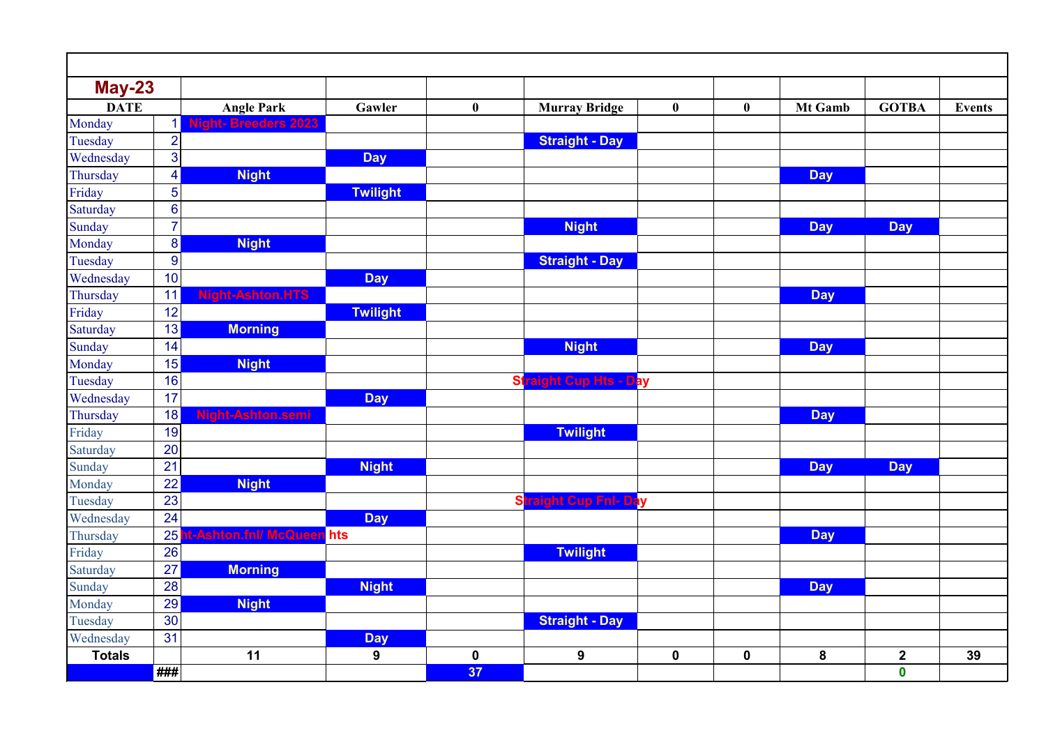| May-23 | | | | | | | | | | |
|---|---|---|---|---|---|---|---|---|---|---|
| DATE | | Angle Park | Gawler | 0 | Murray Bridge | 0 | 0 | Mt Gamb | GOTBA | Events |
| Monday | 1 | Night- Breeders 2023 | | | | | | | | |
| Tuesday | 2 | | | | Straight - Day | | | | | |
| Wednesday | 3 | | Day | | | | | | | |
| Thursday | 4 | Night | | | | | | Day | | |
| Friday | 5 | | Twilight | | | | | | | |
| Saturday | 6 | | | | | | | | | |
| Sunday | 7 | | | | Night | | | Day | Day | |
| Monday | 8 | Night | | | | | | | | |
| Tuesday | 9 | | | | Straight - Day | | | | | |
| Wednesday | 10 | | Day | | | | | | | |
| Thursday | 11 | Night-Ashton.HTS | | | | | | Day | | |
| Friday | 12 | | Twilight | | | | | | | |
| Saturday | 13 | Morning | | | | | | | | |
| Sunday | 14 | | | | Night | | | Day | | |
| Monday | 15 | Night | | | | | | | | |
| Tuesday | 16 | | | | Straight Cup Hts - Day | | | | | |
| Wednesday | 17 | | Day | | | | | | | |
| Thursday | 18 | Night-Ashton.semi | | | | | | Day | | |
| Friday | 19 | | | | Twilight | | | | | |
| Saturday | 20 | | | | | | | | | |
| Sunday | 21 | | Night | | | | | Day | Day | |
| Monday | 22 | Night | | | | | | | | |
| Tuesday | 23 | | | | Straight Cup Fnl- Day | | | | | |
| Wednesday | 24 | | Day | | | | | | | |
| Thursday | 25 | ht-Ashton.fnl/ McQueen hts | | | | | | Day | | |
| Friday | 26 | | | | Twilight | | | | | |
| Saturday | 27 | Morning | | | | | | | | |
| Sunday | 28 | | Night | | | | | Day | | |
| Monday | 29 | Night | | | | | | | | |
| Tuesday | 30 | | | | Straight - Day | | | | | |
| Wednesday | 31 | | Day | | | | | | | |
| Totals | | 11 | 9 | 0 | 9 | 0 | 0 | 8 | 2 | 39 |
| | ### | | | 37 | | | | | 0 | |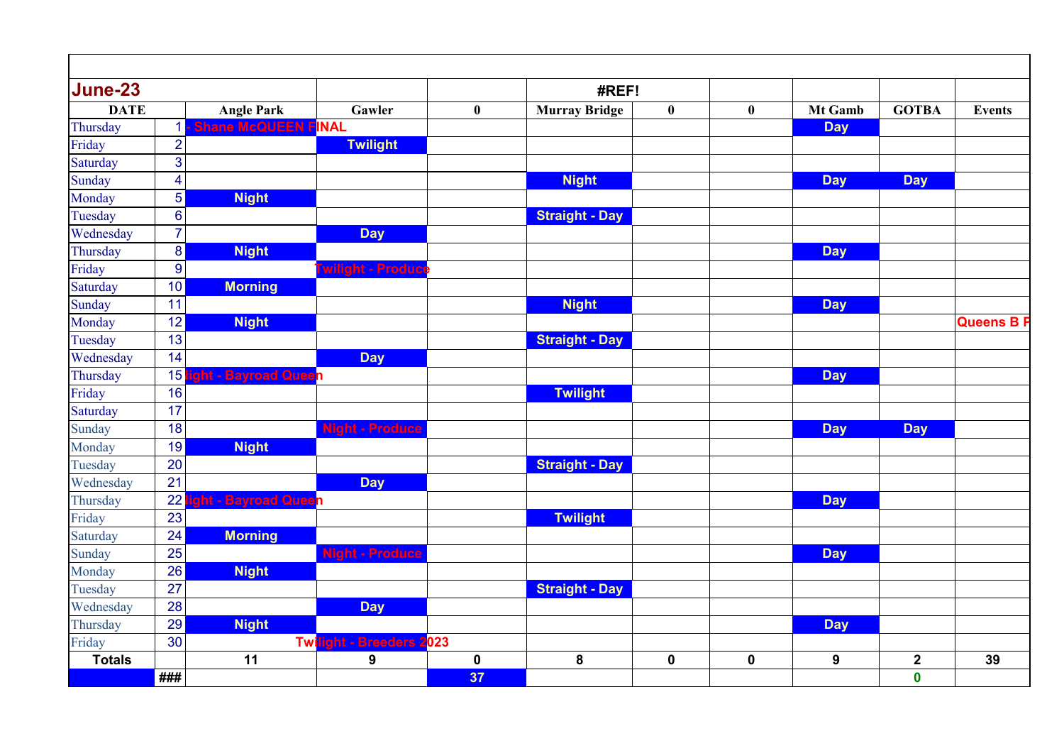| June-23 | | | | | #REF! | | | | | |
|---|---|---|---|---|---|---|---|---|---|---|
| DATE | | Angle Park | Gawler | 0 | Murray Bridge | 0 | 0 | Mt Gamb | GOTBA | Events |
| Thursday | 1 | - Shane McQUEEN FINAL | | | | | | Day | | |
| Friday | 2 | | Twilight | | | | | | | |
| Saturday | 3 | | | | | | | | | |
| Sunday | 4 | | | | Night | | | Day | Day | |
| Monday | 5 | Night | | | | | | | | |
| Tuesday | 6 | | | | Straight - Day | | | | | |
| Wednesday | 7 | | Day | | | | | | | |
| Thursday | 8 | Night | | | | | | Day | | |
| Friday | 9 | | Twilight - Produce | | | | | | | |
| Saturday | 10 | Morning | | | | | | | | |
| Sunday | 11 | | | | Night | | | Day | | |
| Monday | 12 | Night | | | | | | | | Queens B F |
| Tuesday | 13 | | | | Straight - Day | | | | | |
| Wednesday | 14 | | Day | | | | | | | |
| Thursday | 15 | light - Bayroad Queen | | | | | | Day | | |
| Friday | 16 | | | | Twilight | | | | | |
| Saturday | 17 | | | | | | | | | |
| Sunday | 18 | | Night - Produce | | | | | Day | Day | |
| Monday | 19 | Night | | | | | | | | |
| Tuesday | 20 | | | | Straight - Day | | | | | |
| Wednesday | 21 | | Day | | | | | | | |
| Thursday | 22 | light - Bayroad Queen | | | | | | Day | | |
| Friday | 23 | | | | Twilight | | | | | |
| Saturday | 24 | Morning | | | | | | | | |
| Sunday | 25 | | Night - Produce | | | | | Day | | |
| Monday | 26 | Night | | | | | | | | |
| Tuesday | 27 | | | | Straight - Day | | | | | |
| Wednesday | 28 | | Day | | | | | | | |
| Thursday | 29 | Night | | | | | | Day | | |
| Friday | 30 | | Twilight - Breeders 2023 | | | | | | | |
| Totals | | 11 | 9 | 0 | 8 | 0 | 0 | 9 | 2 | 39 |
| | ### | | | 37 | | | | | 0 | |